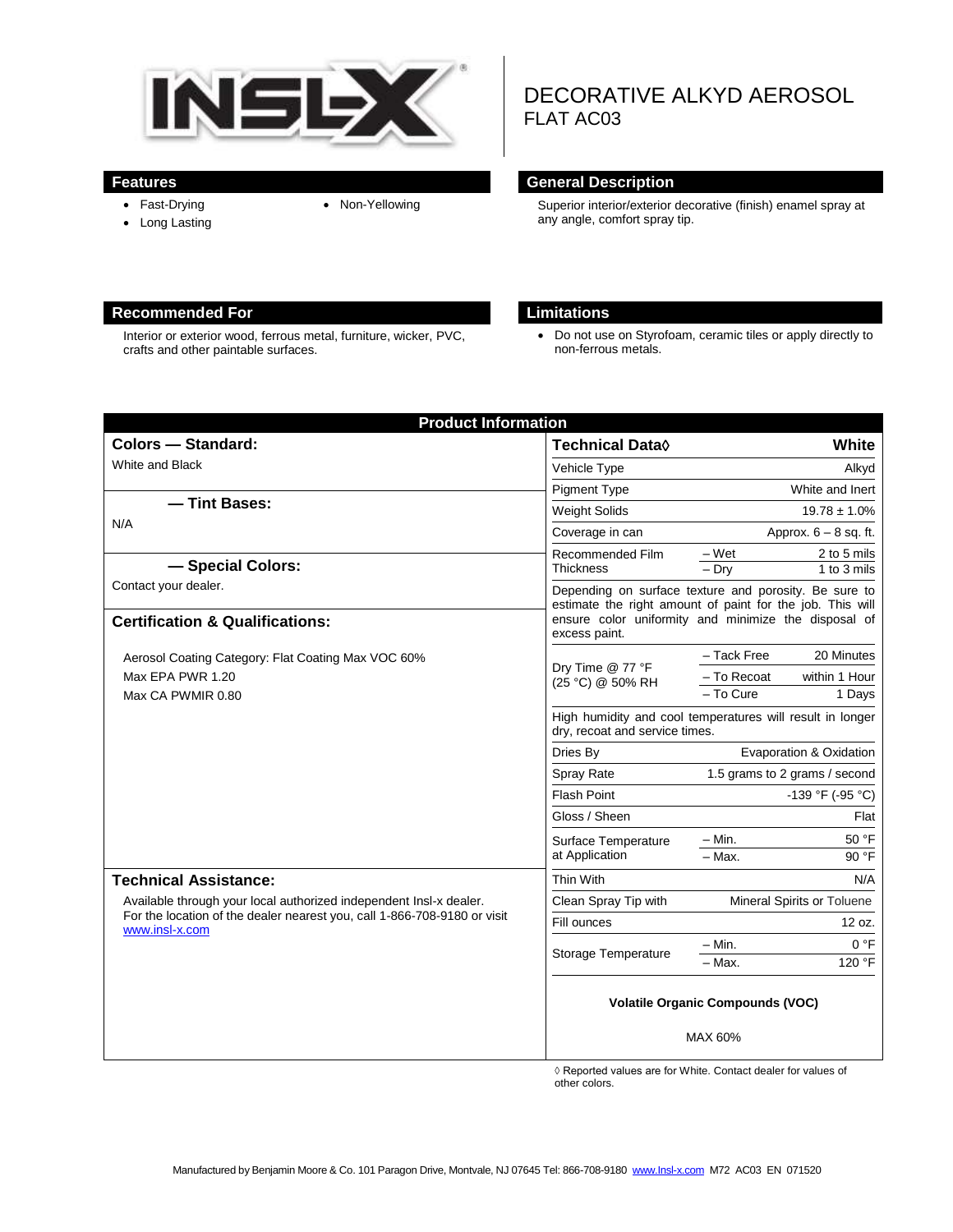# DECORATIVE ALKYD AEROSOL
## FLAT AC03

## Features

- Fast-Drying
- Long Lasting
- Non-Yellowing

## General Description

Superior interior/exterior decorative (finish) enamel spray at any angle, comfort spray tip.

## Recommended For

Interior or exterior wood, ferrous metal, furniture, wicker, PVC, crafts and other paintable surfaces.

## Limitations

- Do not use on Styrofoam, ceramic tiles or apply directly to non-ferrous metals.

## Product Information

### Colors — Standard:

White and Black

### — Tint Bases:

N/A

### — Special Colors:

Contact your dealer.

### Certification & Qualifications:

Aerosol Coating Category: Flat Coating Max VOC 60%
Max EPA PWR 1.20
Max CA PWMIR 0.80

### Technical Assistance:

Available through your local authorized independent Insl-x dealer. For the location of the dealer nearest you, call 1-866-708-9180 or visit www.insl-x.com

| Technical Data◊ | | White |
|---|---|---|
| Vehicle Type | | Alkyd |
| Pigment Type | | White and Inert |
| Weight Solids | | 19.78 ± 1.0% |
| Coverage in can | | Approx. 6 – 8 sq. ft. |
| Recommended Film Thickness | – Wet | 2 to 5 mils |
| | – Dry | 1 to 3 mils |
| Depending on surface texture and porosity. Be sure to estimate the right amount of paint for the job. This will ensure color uniformity and minimize the disposal of excess paint. | | |
| Dry Time @ 77 °F (25 °C) @ 50% RH | – Tack Free | 20 Minutes |
| | – To Recoat | within 1 Hour |
| | – To Cure | 1 Days |
| High humidity and cool temperatures will result in longer dry, recoat and service times. | | |
| Dries By | | Evaporation & Oxidation |
| Spray Rate | | 1.5 grams to 2 grams / second |
| Flash Point | | -139 °F (-95 °C) |
| Gloss / Sheen | | Flat |
| Surface Temperature at Application | – Min. | 50 °F |
| | – Max. | 90 °F |
| Thin With | | N/A |
| Clean Spray Tip with | | Mineral Spirits or Toluene |
| Fill ounces | | 12 oz. |
| Storage Temperature | – Min. | 0 °F |
| | – Max. | 120 °F |

**Volatile Organic Compounds (VOC)**

MAX 60%

◊ Reported values are for White. Contact dealer for values of other colors.

Manufactured by Benjamin Moore & Co. 101 Paragon Drive, Montvale, NJ 07645 Tel: 866-708-9180 www.Insl-x.com M72 AC03 EN 071520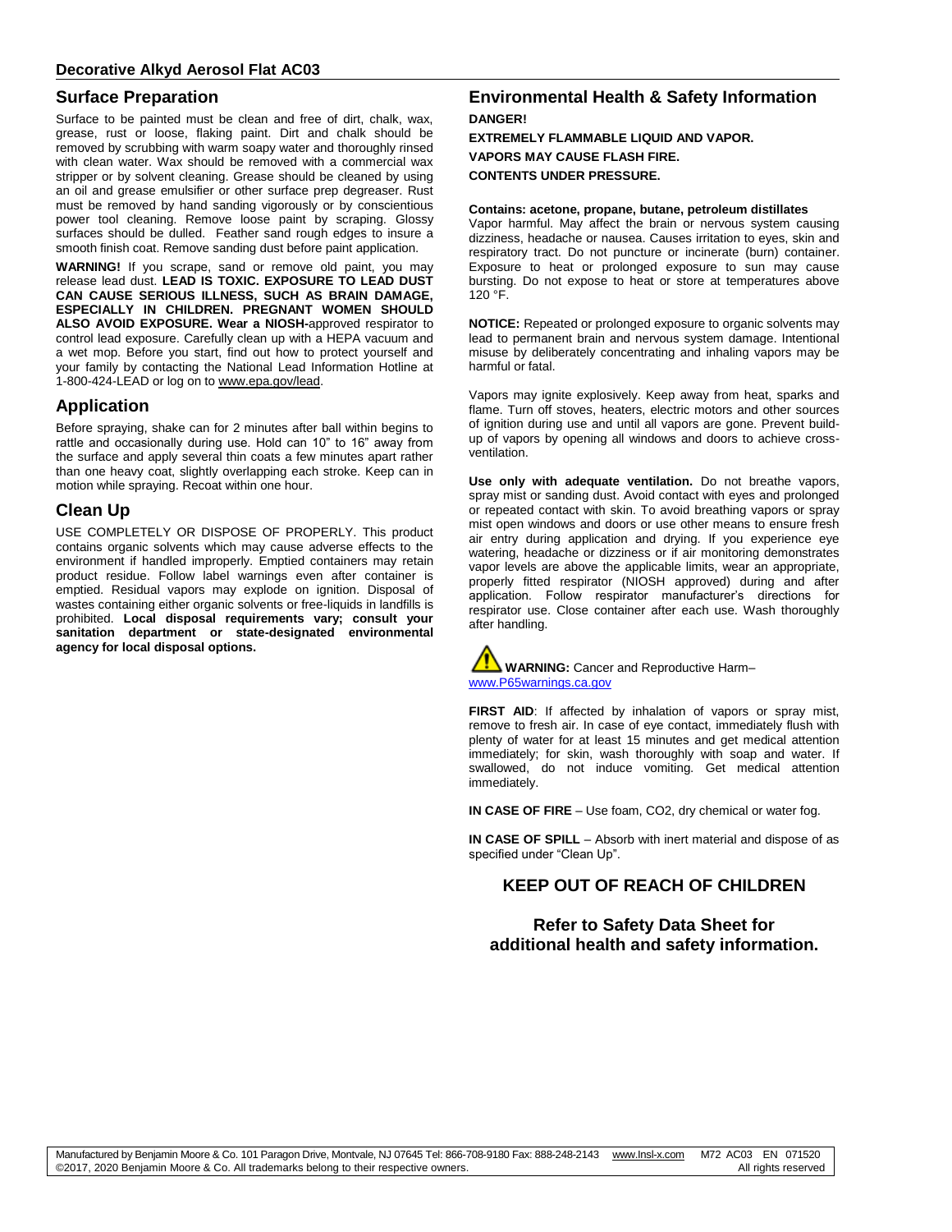**Decorative Alkyd Aerosol Flat AC03**

## Surface Preparation

Surface to be painted must be clean and free of dirt, chalk, wax, grease, rust or loose, flaking paint. Dirt and chalk should be removed by scrubbing with warm soapy water and thoroughly rinsed with clean water. Wax should be removed with a commercial wax stripper or by solvent cleaning. Grease should be cleaned by using an oil and grease emulsifier or other surface prep degreaser. Rust must be removed by hand sanding vigorously or by conscientious power tool cleaning. Remove loose paint by scraping. Glossy surfaces should be dulled. Feather sand rough edges to insure a smooth finish coat. Remove sanding dust before paint application.

**WARNING!** If you scrape, sand or remove old paint, you may release lead dust. **LEAD IS TOXIC. EXPOSURE TO LEAD DUST CAN CAUSE SERIOUS ILLNESS, SUCH AS BRAIN DAMAGE, ESPECIALLY IN CHILDREN. PREGNANT WOMEN SHOULD ALSO AVOID EXPOSURE. Wear a NIOSH-**approved respirator to control lead exposure. Carefully clean up with a HEPA vacuum and a wet mop. Before you start, find out how to protect yourself and your family by contacting the National Lead Information Hotline at 1-800-424-LEAD or log on to www.epa.gov/lead.

## Application

Before spraying, shake can for 2 minutes after ball within begins to rattle and occasionally during use. Hold can 10" to 16" away from the surface and apply several thin coats a few minutes apart rather than one heavy coat, slightly overlapping each stroke. Keep can in motion while spraying. Recoat within one hour.

## Clean Up

USE COMPLETELY OR DISPOSE OF PROPERLY. This product contains organic solvents which may cause adverse effects to the environment if handled improperly. Emptied containers may retain product residue. Follow label warnings even after container is emptied. Residual vapors may explode on ignition. Disposal of wastes containing either organic solvents or free-liquids in landfills is prohibited. **Local disposal requirements vary; consult your sanitation department or state-designated environmental agency for local disposal options.**

## Environmental Health & Safety Information

**DANGER!**

**EXTREMELY FLAMMABLE LIQUID AND VAPOR.**

**VAPORS MAY CAUSE FLASH FIRE.**

**CONTENTS UNDER PRESSURE.**

**Contains: acetone, propane, butane, petroleum distillates**
Vapor harmful. May affect the brain or nervous system causing dizziness, headache or nausea. Causes irritation to eyes, skin and respiratory tract. Do not puncture or incinerate (burn) container. Exposure to heat or prolonged exposure to sun may cause bursting. Do not expose to heat or store at temperatures above 120 °F.

**NOTICE:** Repeated or prolonged exposure to organic solvents may lead to permanent brain and nervous system damage. Intentional misuse by deliberately concentrating and inhaling vapors may be harmful or fatal.

Vapors may ignite explosively. Keep away from heat, sparks and flame. Turn off stoves, heaters, electric motors and other sources of ignition during use and until all vapors are gone. Prevent build-up of vapors by opening all windows and doors to achieve cross-ventilation.

**Use only with adequate ventilation.** Do not breathe vapors, spray mist or sanding dust. Avoid contact with eyes and prolonged or repeated contact with skin. To avoid breathing vapors or spray mist open windows and doors or use other means to ensure fresh air entry during application and drying. If you experience eye watering, headache or dizziness or if air monitoring demonstrates vapor levels are above the applicable limits, wear an appropriate, properly fitted respirator (NIOSH approved) during and after application. Follow respirator manufacturer's directions for respirator use. Close container after each use. Wash thoroughly after handling.

**WARNING:** Cancer and Reproductive Harm– www.P65warnings.ca.gov

**FIRST AID**: If affected by inhalation of vapors or spray mist, remove to fresh air. In case of eye contact, immediately flush with plenty of water for at least 15 minutes and get medical attention immediately; for skin, wash thoroughly with soap and water. If swallowed, do not induce vomiting. Get medical attention immediately.

**IN CASE OF FIRE** – Use foam, CO2, dry chemical or water fog.

**IN CASE OF SPILL** – Absorb with inert material and dispose of as specified under "Clean Up".

### KEEP OUT OF REACH OF CHILDREN

### Refer to Safety Data Sheet for additional health and safety information.

Manufactured by Benjamin Moore & Co. 101 Paragon Drive, Montvale, NJ 07645 Tel: 866-708-9180 Fax: 888-248-2143 www.lnsl-x.com M72 AC03 EN 071520
©2017, 2020 Benjamin Moore & Co. All trademarks belong to their respective owners. All rights reserved